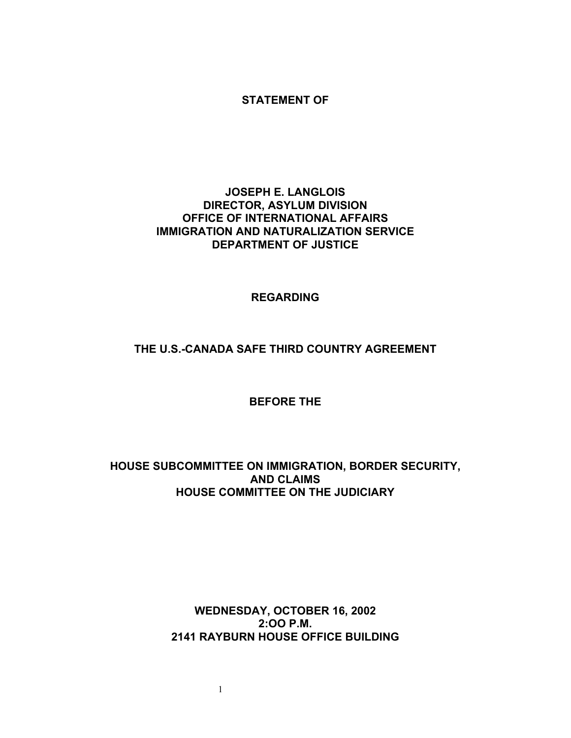**STATEMENT OF**

**JOSEPH E. LANGLOIS**
**DIRECTOR, ASYLUM DIVISION**
**OFFICE OF INTERNATIONAL AFFAIRS**
**IMMIGRATION AND NATURALIZATION SERVICE**
**DEPARTMENT OF JUSTICE**

**REGARDING**

**THE U.S.-CANADA SAFE THIRD COUNTRY AGREEMENT**

**BEFORE THE**

**HOUSE SUBCOMMITTEE ON IMMIGRATION, BORDER SECURITY, AND CLAIMS**
**HOUSE COMMITTEE ON THE JUDICIARY**

**WEDNESDAY, OCTOBER 16, 2002**
**2:OO P.M.**
**2141 RAYBURN HOUSE OFFICE BUILDING**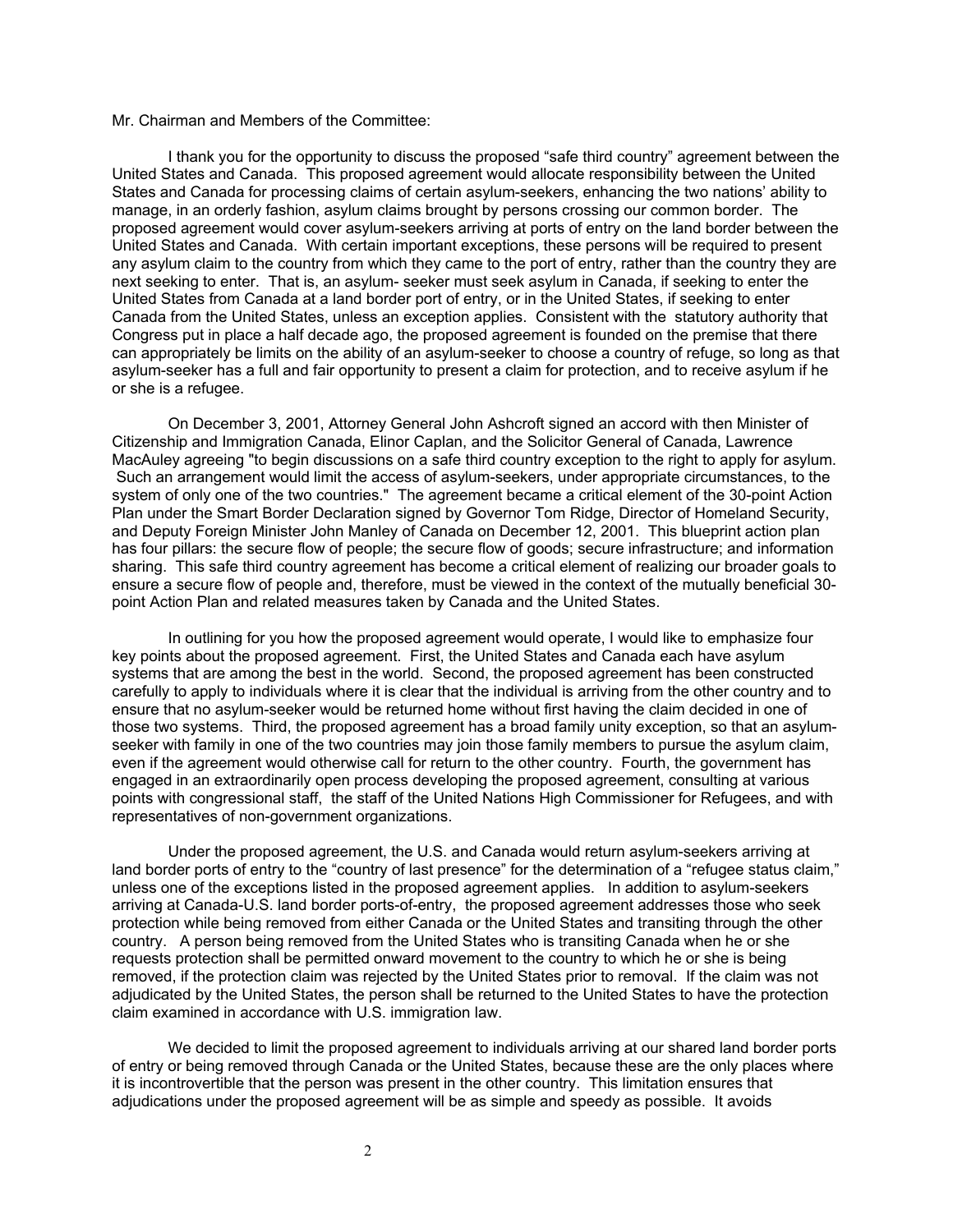Mr. Chairman and Members of the Committee:

I thank you for the opportunity to discuss the proposed "safe third country" agreement between the United States and Canada. This proposed agreement would allocate responsibility between the United States and Canada for processing claims of certain asylum-seekers, enhancing the two nations' ability to manage, in an orderly fashion, asylum claims brought by persons crossing our common border. The proposed agreement would cover asylum-seekers arriving at ports of entry on the land border between the United States and Canada. With certain important exceptions, these persons will be required to present any asylum claim to the country from which they came to the port of entry, rather than the country they are next seeking to enter. That is, an asylum- seeker must seek asylum in Canada, if seeking to enter the United States from Canada at a land border port of entry, or in the United States, if seeking to enter Canada from the United States, unless an exception applies. Consistent with the statutory authority that Congress put in place a half decade ago, the proposed agreement is founded on the premise that there can appropriately be limits on the ability of an asylum-seeker to choose a country of refuge, so long as that asylum-seeker has a full and fair opportunity to present a claim for protection, and to receive asylum if he or she is a refugee.

On December 3, 2001, Attorney General John Ashcroft signed an accord with then Minister of Citizenship and Immigration Canada, Elinor Caplan, and the Solicitor General of Canada, Lawrence MacAuley agreeing "to begin discussions on a safe third country exception to the right to apply for asylum. Such an arrangement would limit the access of asylum-seekers, under appropriate circumstances, to the system of only one of the two countries." The agreement became a critical element of the 30-point Action Plan under the Smart Border Declaration signed by Governor Tom Ridge, Director of Homeland Security, and Deputy Foreign Minister John Manley of Canada on December 12, 2001. This blueprint action plan has four pillars: the secure flow of people; the secure flow of goods; secure infrastructure; and information sharing. This safe third country agreement has become a critical element of realizing our broader goals to ensure a secure flow of people and, therefore, must be viewed in the context of the mutually beneficial 30-point Action Plan and related measures taken by Canada and the United States.

In outlining for you how the proposed agreement would operate, I would like to emphasize four key points about the proposed agreement. First, the United States and Canada each have asylum systems that are among the best in the world. Second, the proposed agreement has been constructed carefully to apply to individuals where it is clear that the individual is arriving from the other country and to ensure that no asylum-seeker would be returned home without first having the claim decided in one of those two systems. Third, the proposed agreement has a broad family unity exception, so that an asylum-seeker with family in one of the two countries may join those family members to pursue the asylum claim, even if the agreement would otherwise call for return to the other country. Fourth, the government has engaged in an extraordinarily open process developing the proposed agreement, consulting at various points with congressional staff, the staff of the United Nations High Commissioner for Refugees, and with representatives of non-government organizations.

Under the proposed agreement, the U.S. and Canada would return asylum-seekers arriving at land border ports of entry to the "country of last presence" for the determination of a "refugee status claim," unless one of the exceptions listed in the proposed agreement applies. In addition to asylum-seekers arriving at Canada-U.S. land border ports-of-entry, the proposed agreement addresses those who seek protection while being removed from either Canada or the United States and transiting through the other country. A person being removed from the United States who is transiting Canada when he or she requests protection shall be permitted onward movement to the country to which he or she is being removed, if the protection claim was rejected by the United States prior to removal. If the claim was not adjudicated by the United States, the person shall be returned to the United States to have the protection claim examined in accordance with U.S. immigration law.

We decided to limit the proposed agreement to individuals arriving at our shared land border ports of entry or being removed through Canada or the United States, because these are the only places where it is incontrovertible that the person was present in the other country. This limitation ensures that adjudications under the proposed agreement will be as simple and speedy as possible. It avoids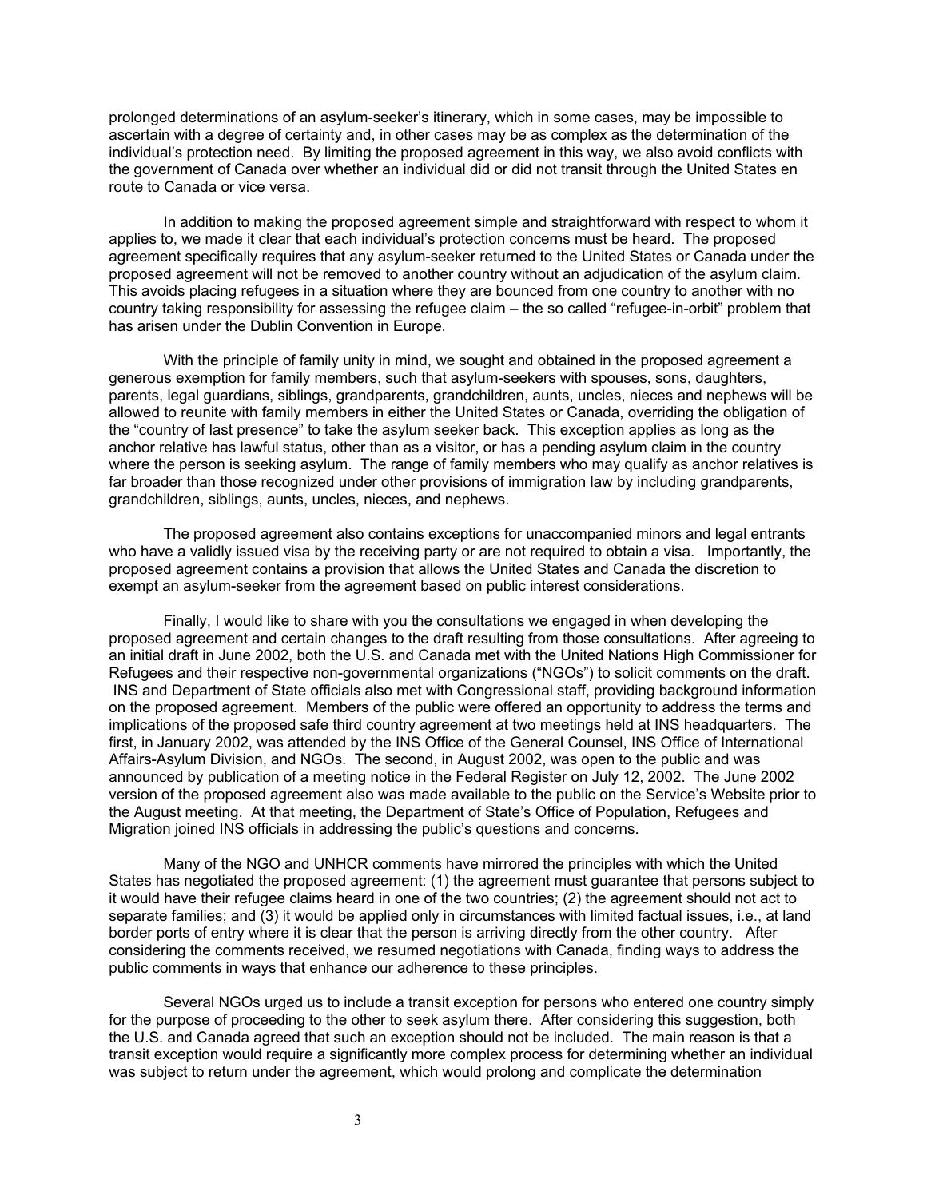prolonged determinations of an asylum-seeker's itinerary, which in some cases, may be impossible to ascertain with a degree of certainty and, in other cases may be as complex as the determination of the individual's protection need. By limiting the proposed agreement in this way, we also avoid conflicts with the government of Canada over whether an individual did or did not transit through the United States en route to Canada or vice versa.

In addition to making the proposed agreement simple and straightforward with respect to whom it applies to, we made it clear that each individual's protection concerns must be heard. The proposed agreement specifically requires that any asylum-seeker returned to the United States or Canada under the proposed agreement will not be removed to another country without an adjudication of the asylum claim. This avoids placing refugees in a situation where they are bounced from one country to another with no country taking responsibility for assessing the refugee claim – the so called "refugee-in-orbit" problem that has arisen under the Dublin Convention in Europe.

With the principle of family unity in mind, we sought and obtained in the proposed agreement a generous exemption for family members, such that asylum-seekers with spouses, sons, daughters, parents, legal guardians, siblings, grandparents, grandchildren, aunts, uncles, nieces and nephews will be allowed to reunite with family members in either the United States or Canada, overriding the obligation of the "country of last presence" to take the asylum seeker back. This exception applies as long as the anchor relative has lawful status, other than as a visitor, or has a pending asylum claim in the country where the person is seeking asylum. The range of family members who may qualify as anchor relatives is far broader than those recognized under other provisions of immigration law by including grandparents, grandchildren, siblings, aunts, uncles, nieces, and nephews.

The proposed agreement also contains exceptions for unaccompanied minors and legal entrants who have a validly issued visa by the receiving party or are not required to obtain a visa. Importantly, the proposed agreement contains a provision that allows the United States and Canada the discretion to exempt an asylum-seeker from the agreement based on public interest considerations.

Finally, I would like to share with you the consultations we engaged in when developing the proposed agreement and certain changes to the draft resulting from those consultations. After agreeing to an initial draft in June 2002, both the U.S. and Canada met with the United Nations High Commissioner for Refugees and their respective non-governmental organizations ("NGOs") to solicit comments on the draft. INS and Department of State officials also met with Congressional staff, providing background information on the proposed agreement. Members of the public were offered an opportunity to address the terms and implications of the proposed safe third country agreement at two meetings held at INS headquarters. The first, in January 2002, was attended by the INS Office of the General Counsel, INS Office of International Affairs-Asylum Division, and NGOs. The second, in August 2002, was open to the public and was announced by publication of a meeting notice in the Federal Register on July 12, 2002. The June 2002 version of the proposed agreement also was made available to the public on the Service's Website prior to the August meeting. At that meeting, the Department of State's Office of Population, Refugees and Migration joined INS officials in addressing the public's questions and concerns.

Many of the NGO and UNHCR comments have mirrored the principles with which the United States has negotiated the proposed agreement: (1) the agreement must guarantee that persons subject to it would have their refugee claims heard in one of the two countries; (2) the agreement should not act to separate families; and (3) it would be applied only in circumstances with limited factual issues, i.e., at land border ports of entry where it is clear that the person is arriving directly from the other country. After considering the comments received, we resumed negotiations with Canada, finding ways to address the public comments in ways that enhance our adherence to these principles.

Several NGOs urged us to include a transit exception for persons who entered one country simply for the purpose of proceeding to the other to seek asylum there. After considering this suggestion, both the U.S. and Canada agreed that such an exception should not be included. The main reason is that a transit exception would require a significantly more complex process for determining whether an individual was subject to return under the agreement, which would prolong and complicate the determination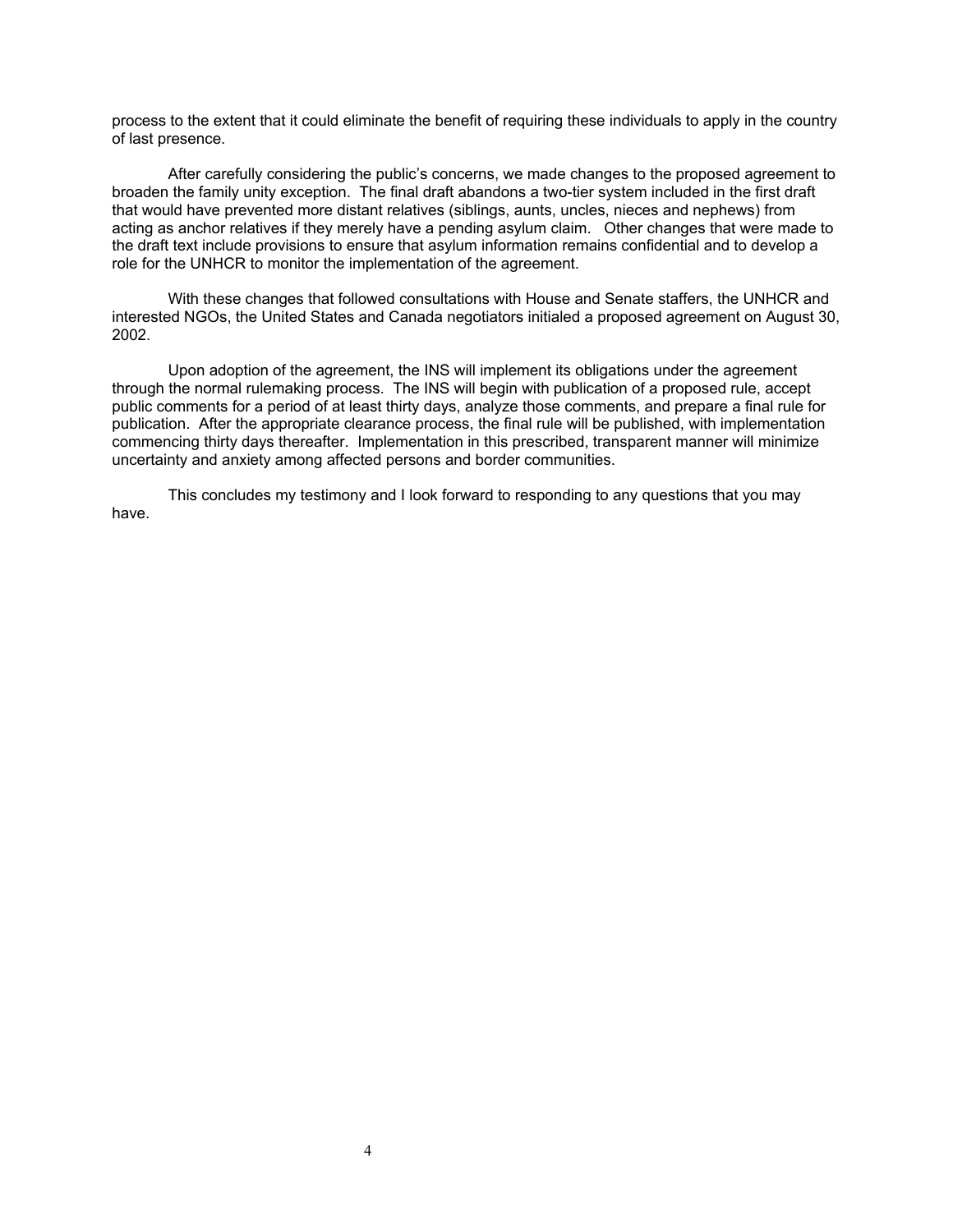process to the extent that it could eliminate the benefit of requiring these individuals to apply in the country of last presence.

After carefully considering the public's concerns, we made changes to the proposed agreement to broaden the family unity exception. The final draft abandons a two-tier system included in the first draft that would have prevented more distant relatives (siblings, aunts, uncles, nieces and nephews) from acting as anchor relatives if they merely have a pending asylum claim. Other changes that were made to the draft text include provisions to ensure that asylum information remains confidential and to develop a role for the UNHCR to monitor the implementation of the agreement.

With these changes that followed consultations with House and Senate staffers, the UNHCR and interested NGOs, the United States and Canada negotiators initialed a proposed agreement on August 30, 2002.

Upon adoption of the agreement, the INS will implement its obligations under the agreement through the normal rulemaking process. The INS will begin with publication of a proposed rule, accept public comments for a period of at least thirty days, analyze those comments, and prepare a final rule for publication. After the appropriate clearance process, the final rule will be published, with implementation commencing thirty days thereafter. Implementation in this prescribed, transparent manner will minimize uncertainty and anxiety among affected persons and border communities.

This concludes my testimony and I look forward to responding to any questions that you may have.